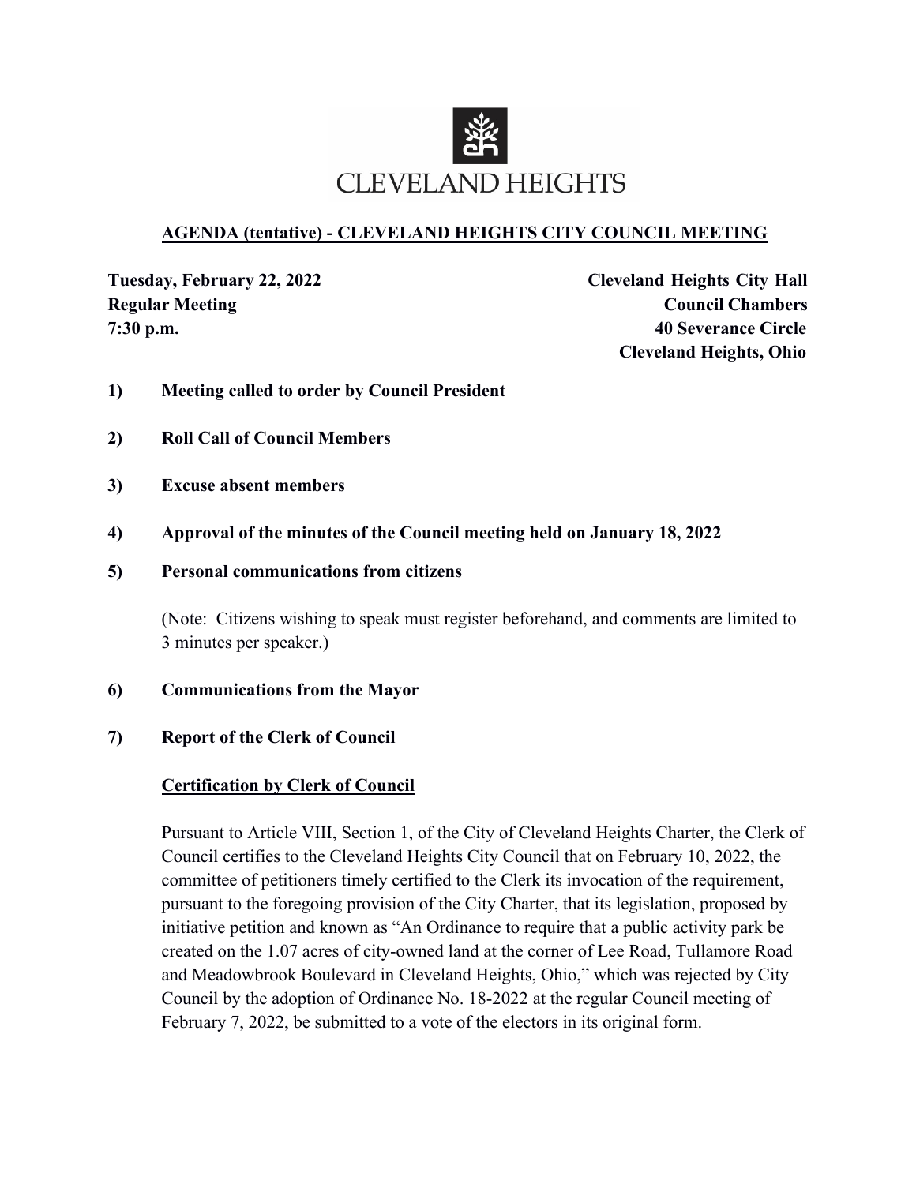# CLEVELAND HEIGHTS

## AGENDA (tentative) - CLEVELAND HEIGHTS CITY COUNCIL MEETING

**Tuesday, February 22, 2022**
**Regular Meeting**
**7:30 p.m.**

**Cleveland Heights City Hall**
**Council Chambers**
**40 Severance Circle**
**Cleveland Heights, Ohio**

**1) Meeting called to order by Council President**

**2) Roll Call of Council Members**

**3) Excuse absent members**

**4) Approval of the minutes of the Council meeting held on January 18, 2022**

**5) Personal communications from citizens**

(Note: Citizens wishing to speak must register beforehand, and comments are limited to 3 minutes per speaker.)

**6) Communications from the Mayor**

**7) Report of the Clerk of Council**

**Certification by Clerk of Council**

Pursuant to Article VIII, Section 1, of the City of Cleveland Heights Charter, the Clerk of Council certifies to the Cleveland Heights City Council that on February 10, 2022, the committee of petitioners timely certified to the Clerk its invocation of the requirement, pursuant to the foregoing provision of the City Charter, that its legislation, proposed by initiative petition and known as "An Ordinance to require that a public activity park be created on the 1.07 acres of city-owned land at the corner of Lee Road, Tullamore Road and Meadowbrook Boulevard in Cleveland Heights, Ohio," which was rejected by City Council by the adoption of Ordinance No. 18-2022 at the regular Council meeting of February 7, 2022, be submitted to a vote of the electors in its original form.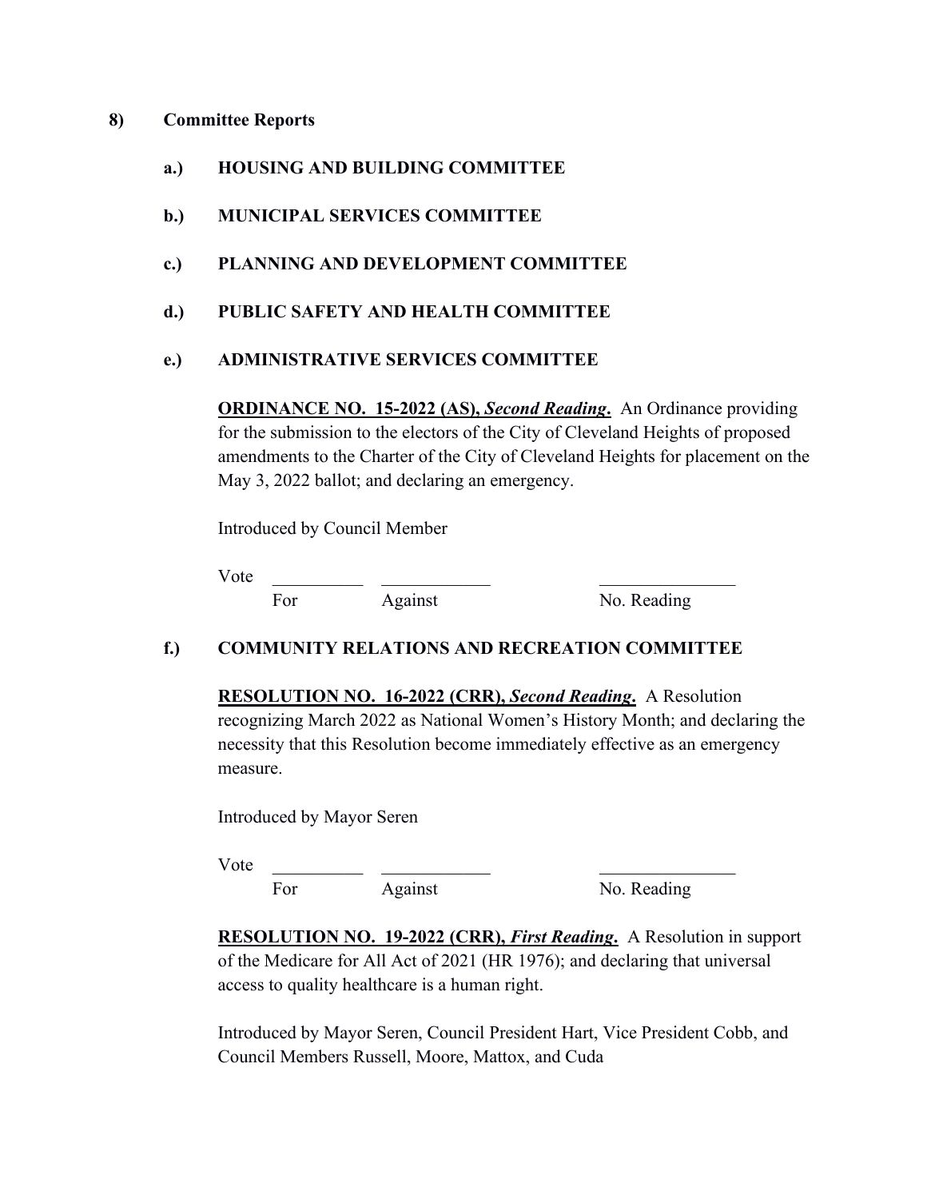**8) Committee Reports**

**a.) HOUSING AND BUILDING COMMITTEE**

**b.) MUNICIPAL SERVICES COMMITTEE**

**c.) PLANNING AND DEVELOPMENT COMMITTEE**

**d.) PUBLIC SAFETY AND HEALTH COMMITTEE**

**e.) ADMINISTRATIVE SERVICES COMMITTEE**

**ORDINANCE NO. 15-2022 (AS), *Second Reading*.** An Ordinance providing for the submission to the electors of the City of Cleveland Heights of proposed amendments to the Charter of the City of Cleveland Heights for placement on the May 3, 2022 ballot; and declaring an emergency.

Introduced by Council Member

Vote \_\_\_\_\_\_\_\_\_\_ \_\_\_\_\_\_\_\_\_\_\_\_ \_\_\_\_\_\_\_\_\_\_\_\_\_\_\_
For Against No. Reading

**f.) COMMUNITY RELATIONS AND RECREATION COMMITTEE**

**RESOLUTION NO. 16-2022 (CRR), *Second Reading*.** A Resolution recognizing March 2022 as National Women's History Month; and declaring the necessity that this Resolution become immediately effective as an emergency measure.

Introduced by Mayor Seren

Vote \_\_\_\_\_\_\_\_\_\_ \_\_\_\_\_\_\_\_\_\_\_\_ \_\_\_\_\_\_\_\_\_\_\_\_\_\_\_
For Against No. Reading

**RESOLUTION NO. 19-2022 (CRR), *First Reading*.** A Resolution in support of the Medicare for All Act of 2021 (HR 1976); and declaring that universal access to quality healthcare is a human right.

Introduced by Mayor Seren, Council President Hart, Vice President Cobb, and Council Members Russell, Moore, Mattox, and Cuda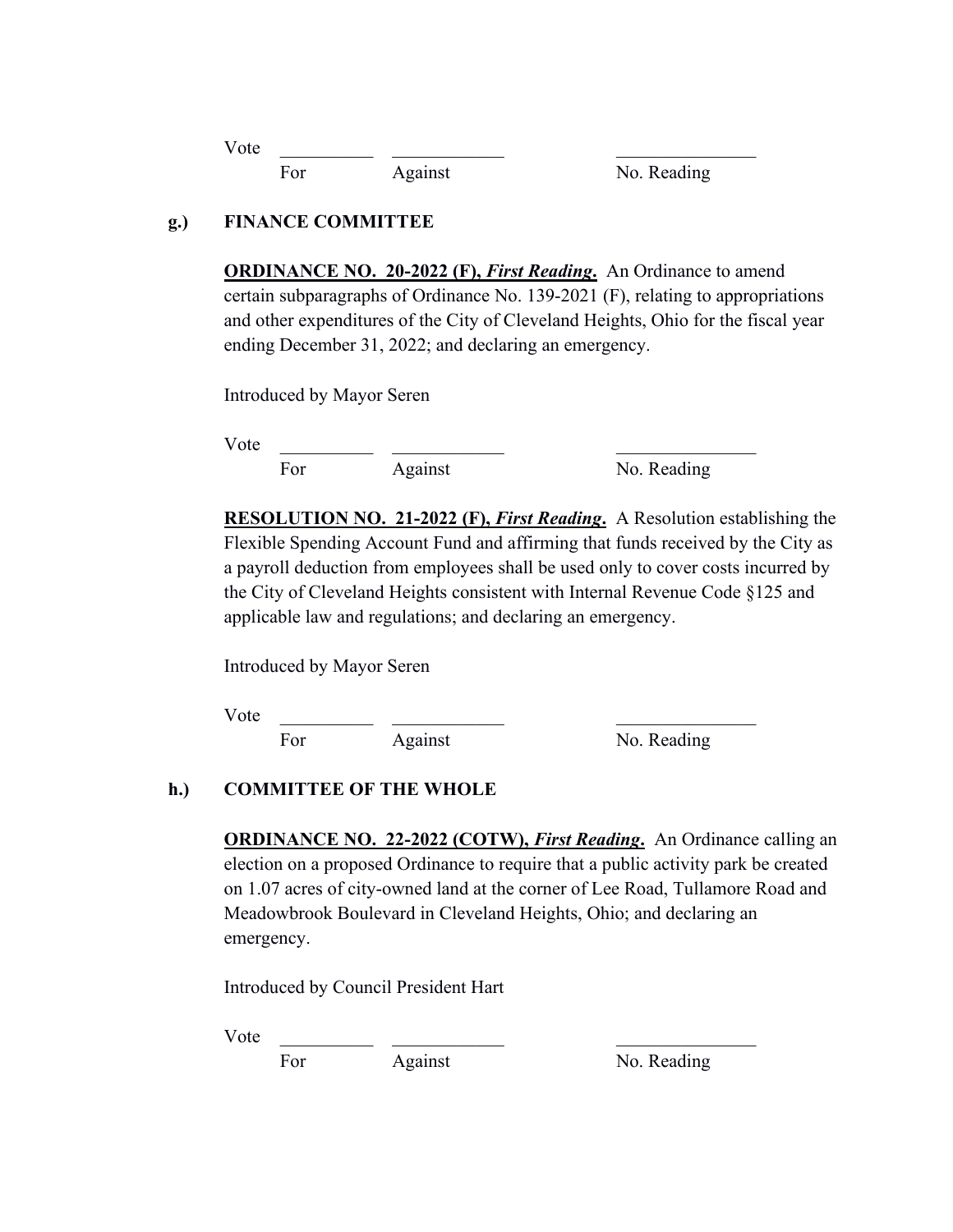Vote \_\_\_\_\_\_\_\_\_\_ \_\_\_\_\_\_\_\_\_\_\_\_ \_\_\_\_\_\_\_\_\_\_\_\_\_\_\_
For Against No. Reading

**g.) FINANCE COMMITTEE**

**ORDINANCE NO. 20-2022 (F), *First Reading*.** An Ordinance to amend certain subparagraphs of Ordinance No. 139-2021 (F), relating to appropriations and other expenditures of the City of Cleveland Heights, Ohio for the fiscal year ending December 31, 2022; and declaring an emergency.

Introduced by Mayor Seren

Vote \_\_\_\_\_\_\_\_\_\_ \_\_\_\_\_\_\_\_\_\_\_\_ \_\_\_\_\_\_\_\_\_\_\_\_\_\_\_
For Against No. Reading

**RESOLUTION NO. 21-2022 (F), *First Reading*.** A Resolution establishing the Flexible Spending Account Fund and affirming that funds received by the City as a payroll deduction from employees shall be used only to cover costs incurred by the City of Cleveland Heights consistent with Internal Revenue Code §125 and applicable law and regulations; and declaring an emergency.

Introduced by Mayor Seren

Vote \_\_\_\_\_\_\_\_\_\_ \_\_\_\_\_\_\_\_\_\_\_\_ \_\_\_\_\_\_\_\_\_\_\_\_\_\_\_
For Against No. Reading

**h.) COMMITTEE OF THE WHOLE**

**ORDINANCE NO. 22-2022 (COTW), *First Reading*.** An Ordinance calling an election on a proposed Ordinance to require that a public activity park be created on 1.07 acres of city-owned land at the corner of Lee Road, Tullamore Road and Meadowbrook Boulevard in Cleveland Heights, Ohio; and declaring an emergency.

Introduced by Council President Hart

Vote \_\_\_\_\_\_\_\_\_\_ \_\_\_\_\_\_\_\_\_\_\_\_ \_\_\_\_\_\_\_\_\_\_\_\_\_\_\_
For Against No. Reading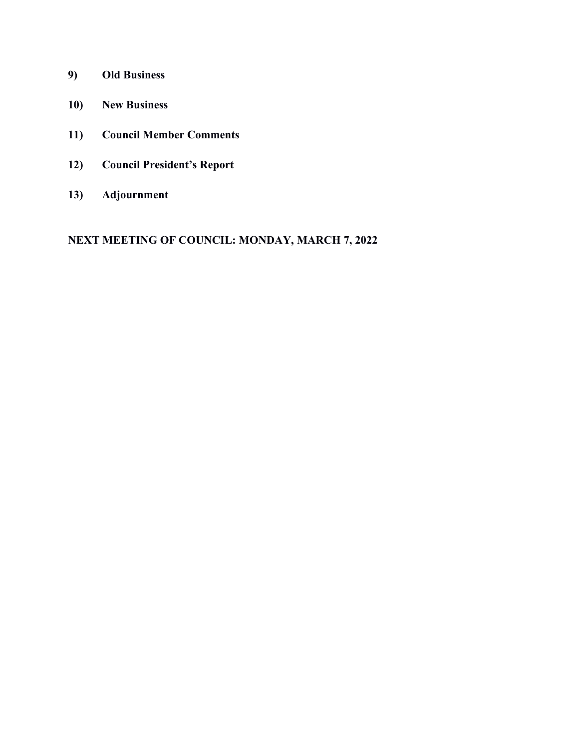**9) Old Business**

**10) New Business**

**11) Council Member Comments**

**12) Council President's Report**

**13) Adjournment**

**NEXT MEETING OF COUNCIL: MONDAY, MARCH 7, 2022**